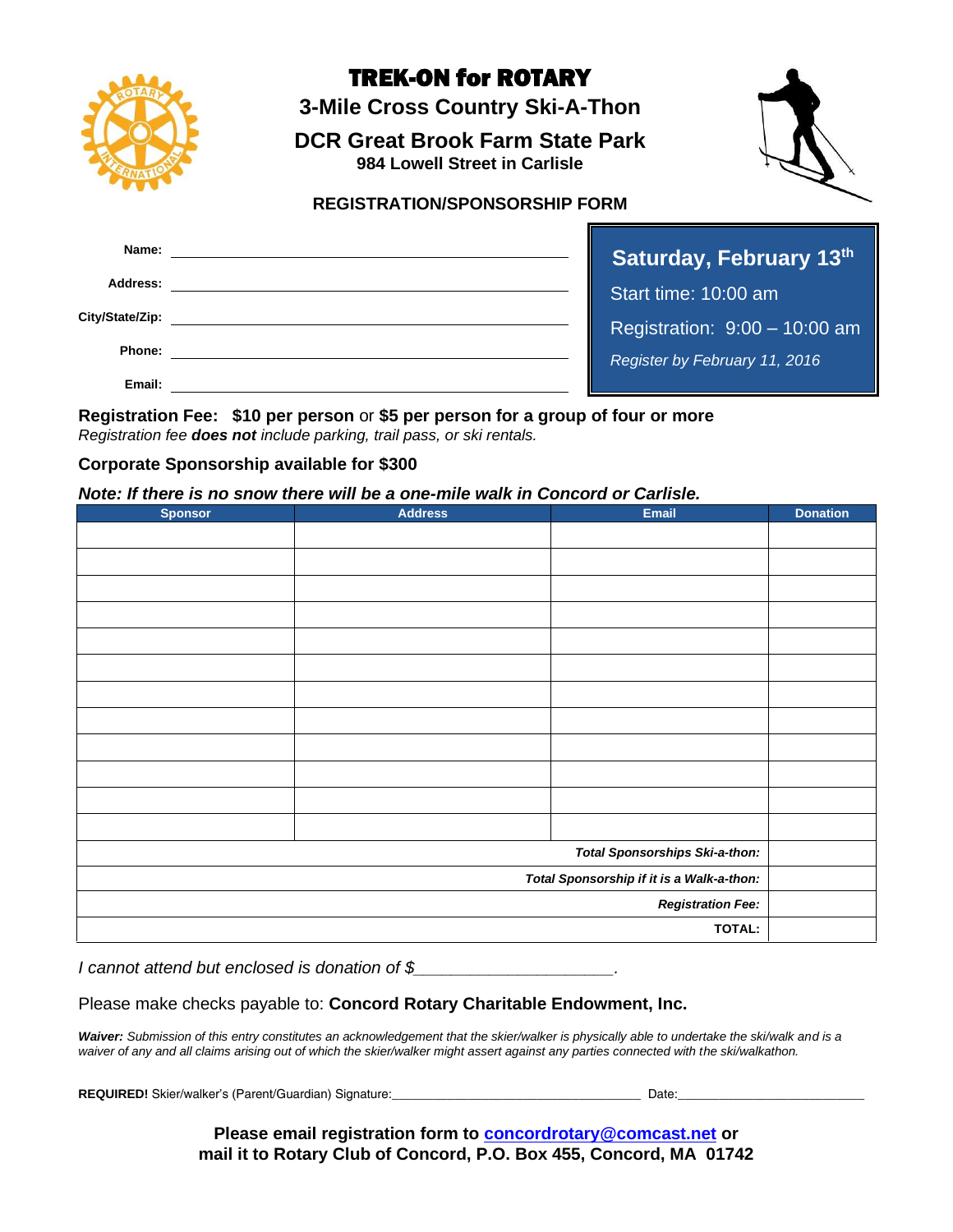# TREK-ON for ROTARY

## 3-Mile Cross Country Ski-A-Thon

## DCR Great Brook Farm State Park

**984 Lowell Street in Carlisle**

### REGISTRATION/SPONSORSHIP FORM

**Name:** ______________________________

**Address:** ______________________________

**City/State/Zip:** ______________________________

**Phone:** ______________________________

**Email:** ______________________________

**Saturday, February 13th**

Start time: 10:00 am

Registration: 9:00 – 10:00 am

*Register by February 11, 2016*

**Registration Fee: $10 per person** or **$5 per person for a group of four or more**

*Registration fee **does not** include parking, trail pass, or ski rentals.*

**Corporate Sponsorship available for $300**

***Note: If there is no snow there will be a one-mile walk in Concord or Carlisle.***

| Sponsor | Address | Email | Donation |
|---|---|---|---|
| | | | |
| | | | |
| | | | |
| | | | |
| | | | |
| | | | |
| | | | |
| | | | |
| | | | |
| | | | |
| | | | |
| | | | |
| | | ***Total Sponsorships Ski-a-thon:*** | |
| | | ***Total Sponsorship if it is a Walk-a-thon:*** | |
| | | ***Registration Fee:*** | |
| | | **TOTAL:** | |

*I cannot attend but enclosed is donation of $____________________.*

Please make checks payable to: **Concord Rotary Charitable Endowment, Inc.**

***Waiver:*** *Submission of this entry constitutes an acknowledgement that the skier/walker is physically able to undertake the ski/walk and is a waiver of any and all claims arising out of which the skier/walker might assert against any parties connected with the ski/walkathon.*

**REQUIRED!** Skier/walker's (Parent/Guardian) Signature:__________________________________ Date:_________________________

**Please email registration form to [concordrotary@comcast.net](mailto:concordrotary@comcast.net) or mail it to Rotary Club of Concord, P.O. Box 455, Concord, MA 01742**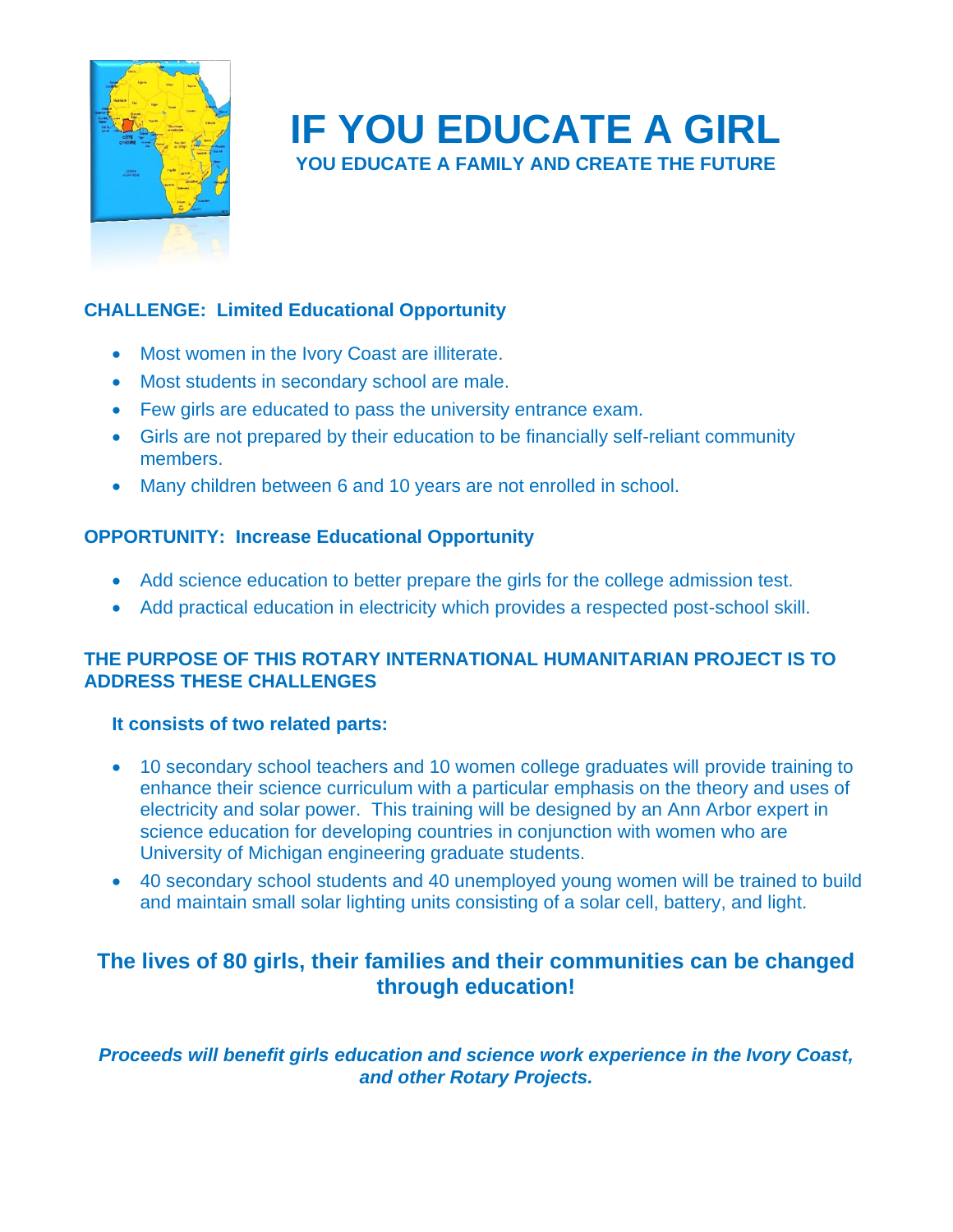# IF YOU EDUCATE A GIRL

## YOU EDUCATE A FAMILY AND CREATE THE FUTURE

### CHALLENGE: Limited Educational Opportunity

- Most women in the Ivory Coast are illiterate.
- Most students in secondary school are male.
- Few girls are educated to pass the university entrance exam.
- Girls are not prepared by their education to be financially self-reliant community members.
- Many children between 6 and 10 years are not enrolled in school.

### OPPORTUNITY: Increase Educational Opportunity

- Add science education to better prepare the girls for the college admission test.
- Add practical education in electricity which provides a respected post-school skill.

### THE PURPOSE OF THIS ROTARY INTERNATIONAL HUMANITARIAN PROJECT IS TO ADDRESS THESE CHALLENGES

**It consists of two related parts:**

- 10 secondary school teachers and 10 women college graduates will provide training to enhance their science curriculum with a particular emphasis on the theory and uses of electricity and solar power. This training will be designed by an Ann Arbor expert in science education for developing countries in conjunction with women who are University of Michigan engineering graduate students.
- 40 secondary school students and 40 unemployed young women will be trained to build and maintain small solar lighting units consisting of a solar cell, battery, and light.

## The lives of 80 girls, their families and their communities can be changed through education!

***Proceeds will benefit girls education and science work experience in the Ivory Coast, and other Rotary Projects.***